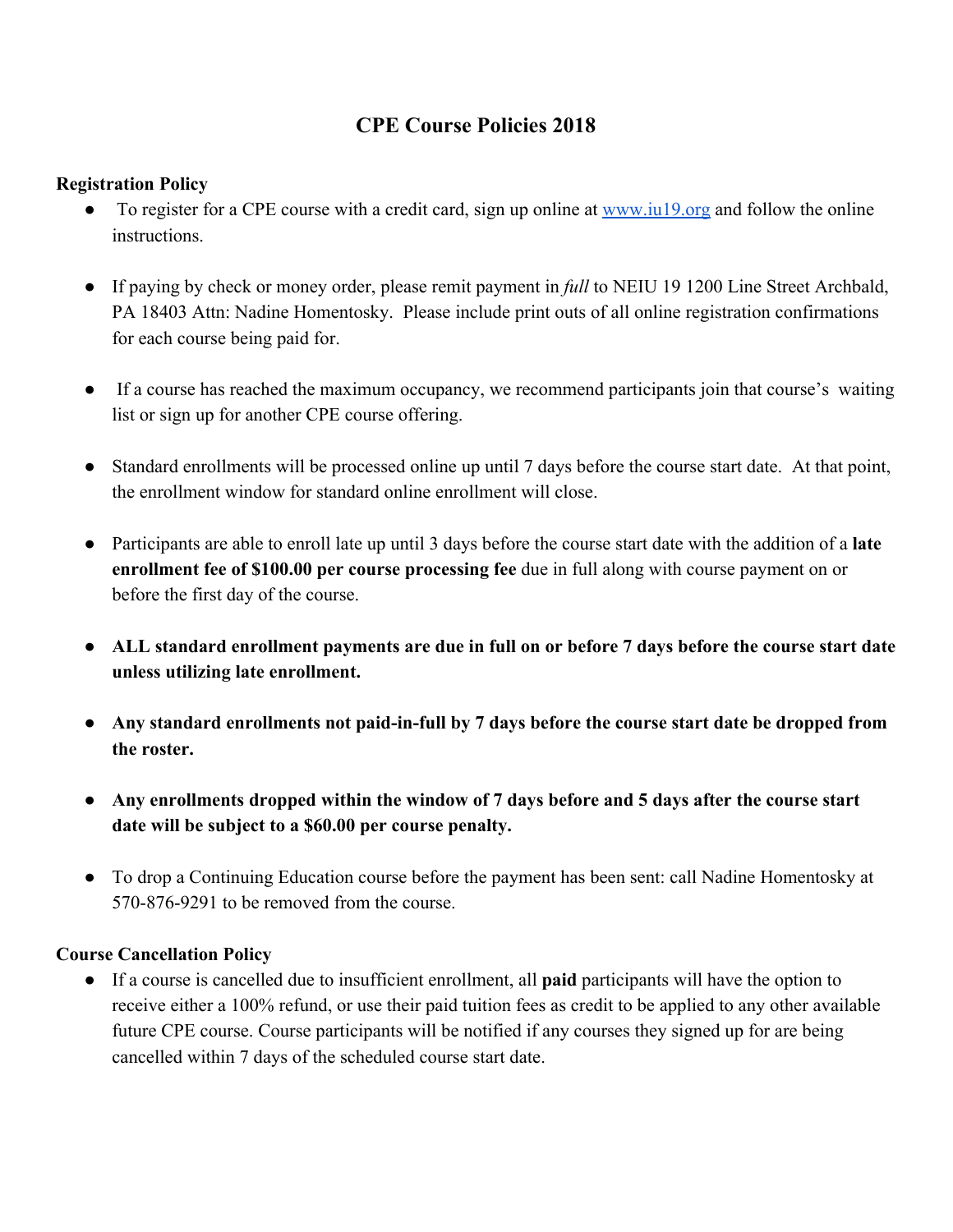# CPE Course Policies 2018

## Registration Policy

- To register for a CPE course with a credit card, sign up online at [www.iu19.org](http://www.iu19.org) and follow the online instructions.

- If paying by check or money order, please remit payment in *full* to NEIU 19 1200 Line Street Archbald, PA 18403 Attn: Nadine Homentosky. Please include print outs of all online registration confirmations for each course being paid for.

- If a course has reached the maximum occupancy, we recommend participants join that course's waiting list or sign up for another CPE course offering.

- Standard enrollments will be processed online up until 7 days before the course start date. At that point, the enrollment window for standard online enrollment will close.

- Participants are able to enroll late up until 3 days before the course start date with the addition of a **late enrollment fee of $100.00 per course processing fee** due in full along with course payment on or before the first day of the course.

- **ALL standard enrollment payments are due in full on or before 7 days before the course start date unless utilizing late enrollment.**

- **Any standard enrollments not paid-in-full by 7 days before the course start date be dropped from the roster.**

- **Any enrollments dropped within the window of 7 days before and 5 days after the course start date will be subject to a $60.00 per course penalty.**

- To drop a Continuing Education course before the payment has been sent: call Nadine Homentosky at 570-876-9291 to be removed from the course.

## Course Cancellation Policy

- If a course is cancelled due to insufficient enrollment, all **paid** participants will have the option to receive either a 100% refund, or use their paid tuition fees as credit to be applied to any other available future CPE course. Course participants will be notified if any courses they signed up for are being cancelled within 7 days of the scheduled course start date.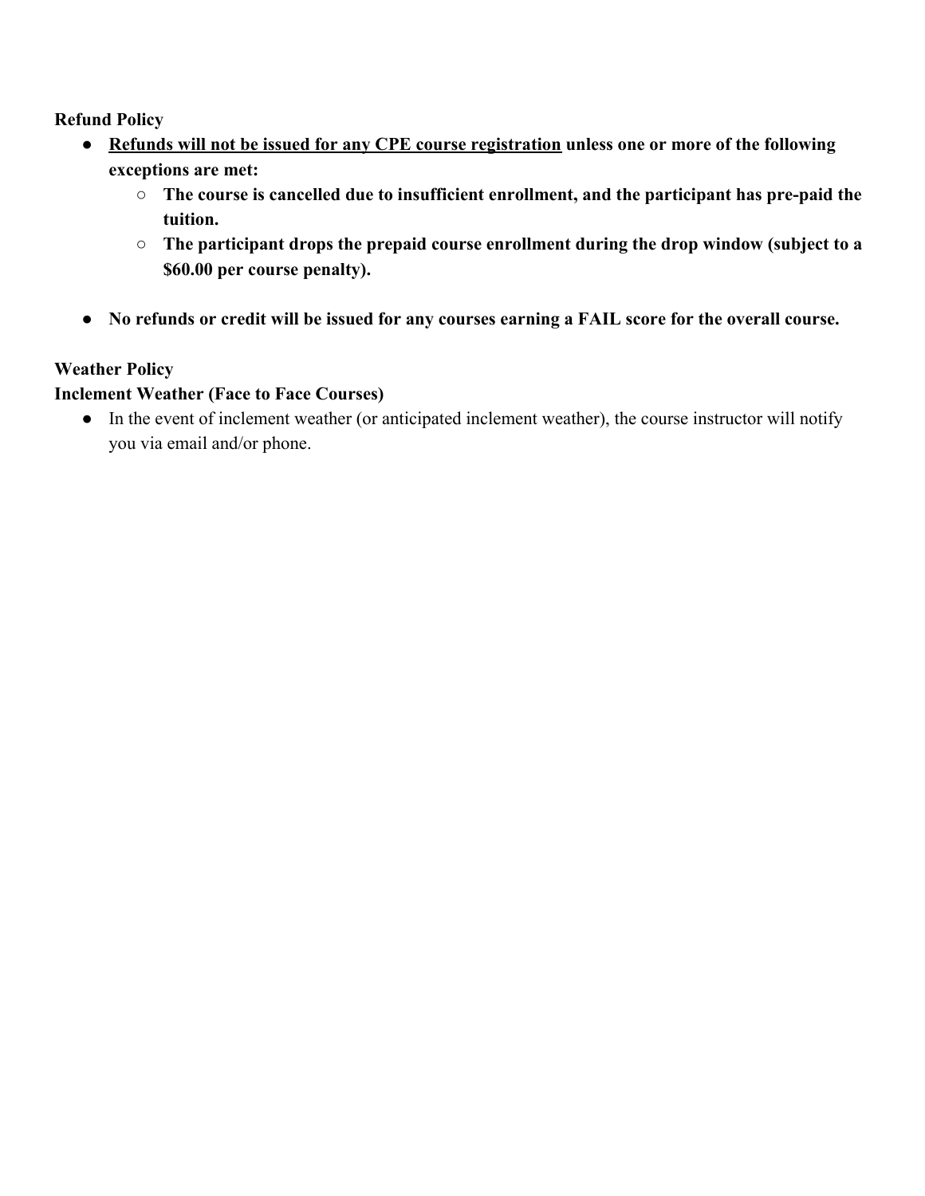**Refund Policy**

- **<u>Refunds will not be issued for any CPE course registration</u> unless one or more of the following exceptions are met:**
  - **The course is cancelled due to insufficient enrollment, and the participant has pre-paid the tuition.**
  - **The participant drops the prepaid course enrollment during the drop window (subject to a $60.00 per course penalty).**

- **No refunds or credit will be issued for any courses earning a FAIL score for the overall course.**

**Weather Policy**

**Inclement Weather (Face to Face Courses)**

- In the event of inclement weather (or anticipated inclement weather), the course instructor will notify you via email and/or phone.